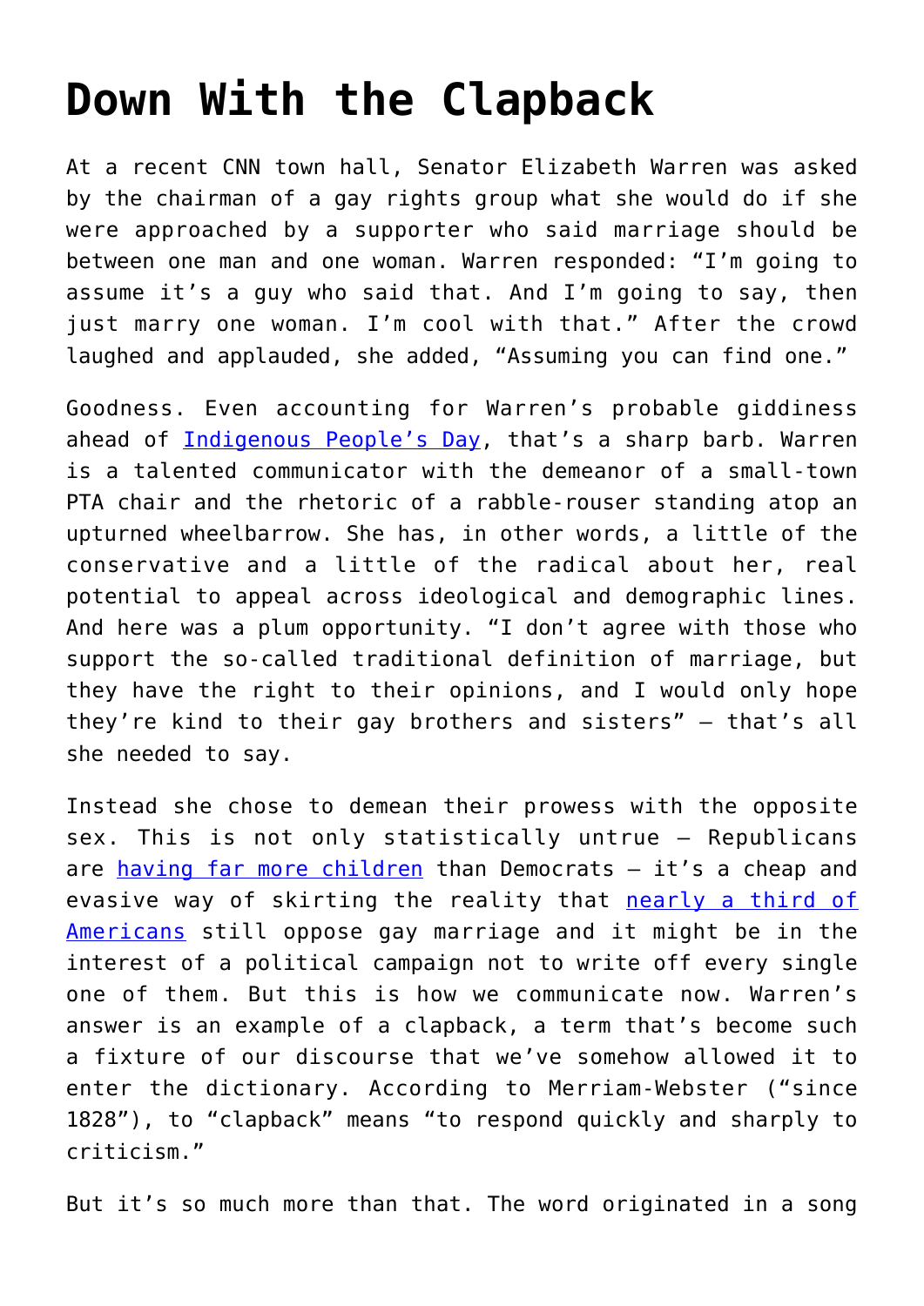# Down With the Clapback

At a recent CNN town hall, Senator Elizabeth Warren was asked by the chairman of a gay rights group what she would do if she were approached by a supporter who said marriage should be between one man and one woman. Warren responded: "I'm going to assume it's a guy who said that. And I'm going to say, then just marry one woman. I'm cool with that." After the crowd laughed and applauded, she added, "Assuming you can find one."

Goodness. Even accounting for Warren's probable giddiness ahead of Indigenous People's Day, that's a sharp barb. Warren is a talented communicator with the demeanor of a small-town PTA chair and the rhetoric of a rabble-rouser standing atop an upturned wheelbarrow. She has, in other words, a little of the conservative and a little of the radical about her, real potential to appeal across ideological and demographic lines. And here was a plum opportunity. "I don't agree with those who support the so-called traditional definition of marriage, but they have the right to their opinions, and I would only hope they're kind to their gay brothers and sisters" — that's all she needed to say.

Instead she chose to demean their prowess with the opposite sex. This is not only statistically untrue — Republicans are having far more children than Democrats — it's a cheap and evasive way of skirting the reality that nearly a third of Americans still oppose gay marriage and it might be in the interest of a political campaign not to write off every single one of them. But this is how we communicate now. Warren's answer is an example of a clapback, a term that's become such a fixture of our discourse that we've somehow allowed it to enter the dictionary. According to Merriam-Webster ("since 1828"), to "clapback" means "to respond quickly and sharply to criticism."

But it's so much more than that. The word originated in a song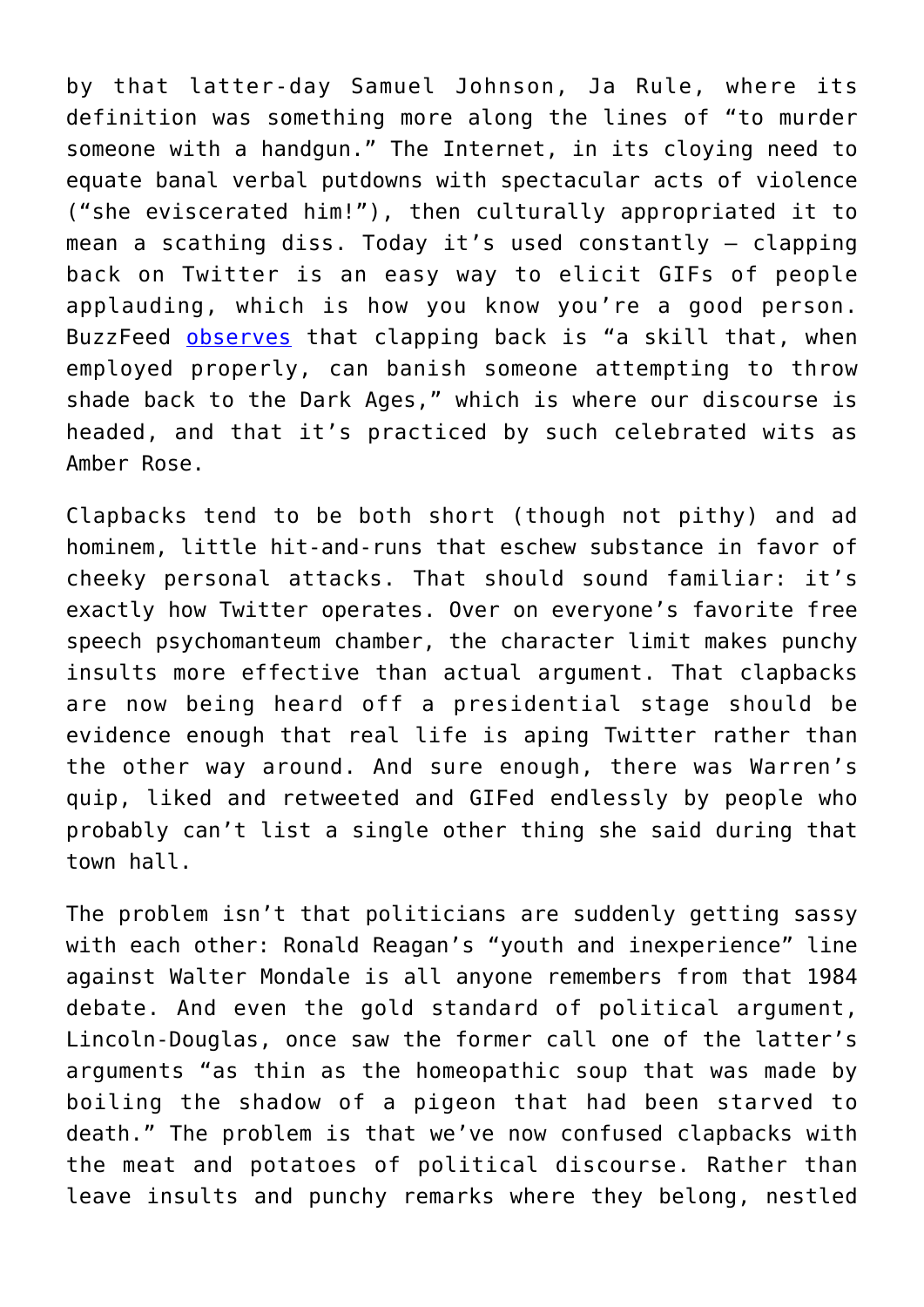by that latter-day Samuel Johnson, Ja Rule, where its definition was something more along the lines of "to murder someone with a handgun." The Internet, in its cloying need to equate banal verbal putdowns with spectacular acts of violence ("she eviscerated him!"), then culturally appropriated it to mean a scathing diss. Today it's used constantly — clapping back on Twitter is an easy way to elicit GIFs of people applauding, which is how you know you're a good person. BuzzFeed observes that clapping back is "a skill that, when employed properly, can banish someone attempting to throw shade back to the Dark Ages," which is where our discourse is headed, and that it's practiced by such celebrated wits as Amber Rose.

Clapbacks tend to be both short (though not pithy) and ad hominem, little hit-and-runs that eschew substance in favor of cheeky personal attacks. That should sound familiar: it's exactly how Twitter operates. Over on everyone's favorite free speech psychomanteum chamber, the character limit makes punchy insults more effective than actual argument. That clapbacks are now being heard off a presidential stage should be evidence enough that real life is aping Twitter rather than the other way around. And sure enough, there was Warren's quip, liked and retweeted and GIFed endlessly by people who probably can't list a single other thing she said during that town hall.

The problem isn't that politicians are suddenly getting sassy with each other: Ronald Reagan's "youth and inexperience" line against Walter Mondale is all anyone remembers from that 1984 debate. And even the gold standard of political argument, Lincoln-Douglas, once saw the former call one of the latter's arguments "as thin as the homeopathic soup that was made by boiling the shadow of a pigeon that had been starved to death." The problem is that we've now confused clapbacks with the meat and potatoes of political discourse. Rather than leave insults and punchy remarks where they belong, nestled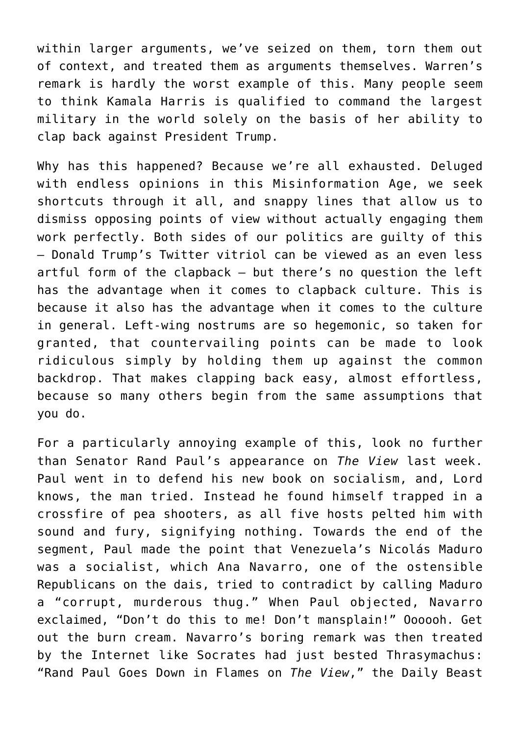within larger arguments, we've seized on them, torn them out of context, and treated them as arguments themselves. Warren's remark is hardly the worst example of this. Many people seem to think Kamala Harris is qualified to command the largest military in the world solely on the basis of her ability to clap back against President Trump.

Why has this happened? Because we're all exhausted. Deluged with endless opinions in this Misinformation Age, we seek shortcuts through it all, and snappy lines that allow us to dismiss opposing points of view without actually engaging them work perfectly. Both sides of our politics are guilty of this — Donald Trump's Twitter vitriol can be viewed as an even less artful form of the clapback — but there's no question the left has the advantage when it comes to clapback culture. This is because it also has the advantage when it comes to the culture in general. Left-wing nostrums are so hegemonic, so taken for granted, that countervailing points can be made to look ridiculous simply by holding them up against the common backdrop. That makes clapping back easy, almost effortless, because so many others begin from the same assumptions that you do.

For a particularly annoying example of this, look no further than Senator Rand Paul's appearance on *The View* last week. Paul went in to defend his new book on socialism, and, Lord knows, the man tried. Instead he found himself trapped in a crossfire of pea shooters, as all five hosts pelted him with sound and fury, signifying nothing. Towards the end of the segment, Paul made the point that Venezuela's Nicolás Maduro was a socialist, which Ana Navarro, one of the ostensible Republicans on the dais, tried to contradict by calling Maduro a "corrupt, murderous thug." When Paul objected, Navarro exclaimed, "Don't do this to me! Don't mansplain!" Oooooh. Get out the burn cream. Navarro's boring remark was then treated by the Internet like Socrates had just bested Thrasymachus: "Rand Paul Goes Down in Flames on *The View*," the Daily Beast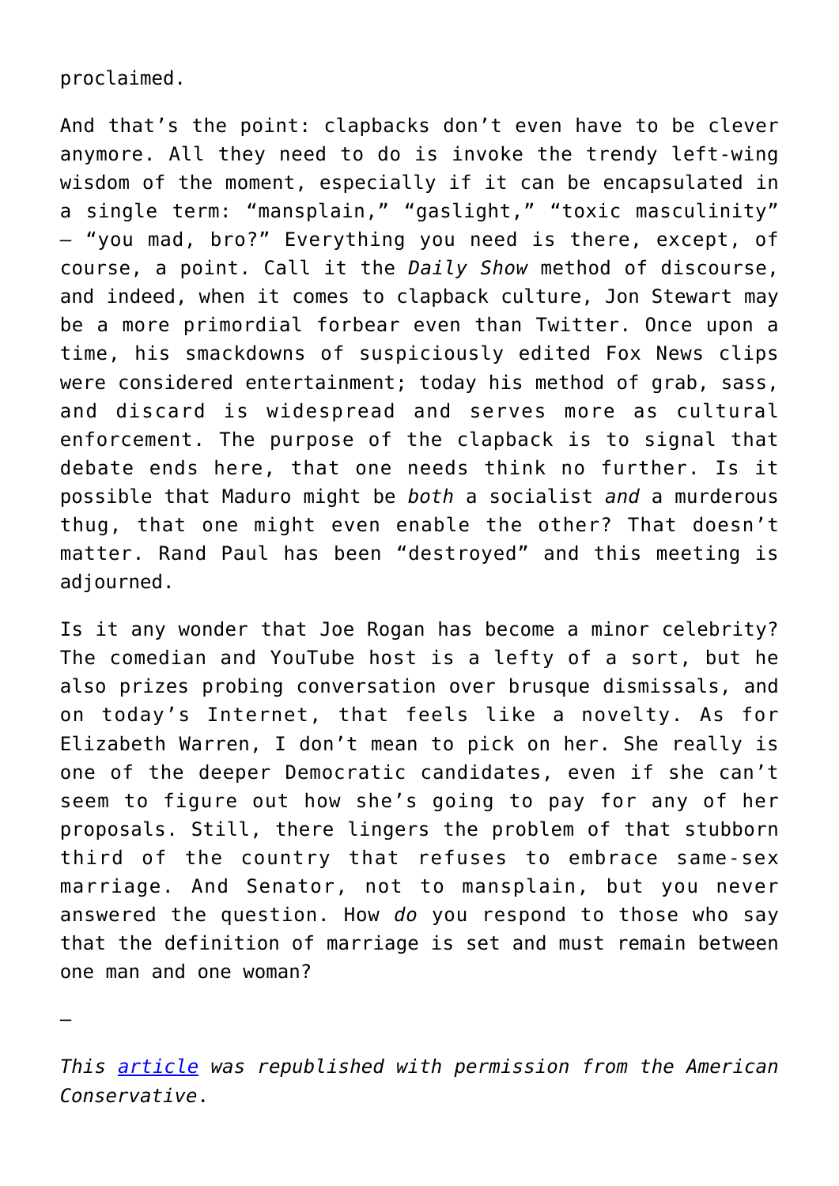proclaimed.

And that's the point: clapbacks don't even have to be clever anymore. All they need to do is invoke the trendy left-wing wisdom of the moment, especially if it can be encapsulated in a single term: "mansplain," "gaslight," "toxic masculinity" – "you mad, bro?" Everything you need is there, except, of course, a point. Call it the *Daily Show* method of discourse, and indeed, when it comes to clapback culture, Jon Stewart may be a more primordial forbear even than Twitter. Once upon a time, his smackdowns of suspiciously edited Fox News clips were considered entertainment; today his method of grab, sass, and discard is widespread and serves more as cultural enforcement. The purpose of the clapback is to signal that debate ends here, that one needs think no further. Is it possible that Maduro might be *both* a socialist *and* a murderous thug, that one might even enable the other? That doesn't matter. Rand Paul has been "destroyed" and this meeting is adjourned.

Is it any wonder that Joe Rogan has become a minor celebrity? The comedian and YouTube host is a lefty of a sort, but he also prizes probing conversation over brusque dismissals, and on today's Internet, that feels like a novelty. As for Elizabeth Warren, I don't mean to pick on her. She really is one of the deeper Democratic candidates, even if she can't seem to figure out how she's going to pay for any of her proposals. Still, there lingers the problem of that stubborn third of the country that refuses to embrace same-sex marriage. And Senator, not to mansplain, but you never answered the question. How *do* you respond to those who say that the definition of marriage is set and must remain between one man and one woman?

—

*This [article](#) was republished with permission from the American Conservative.*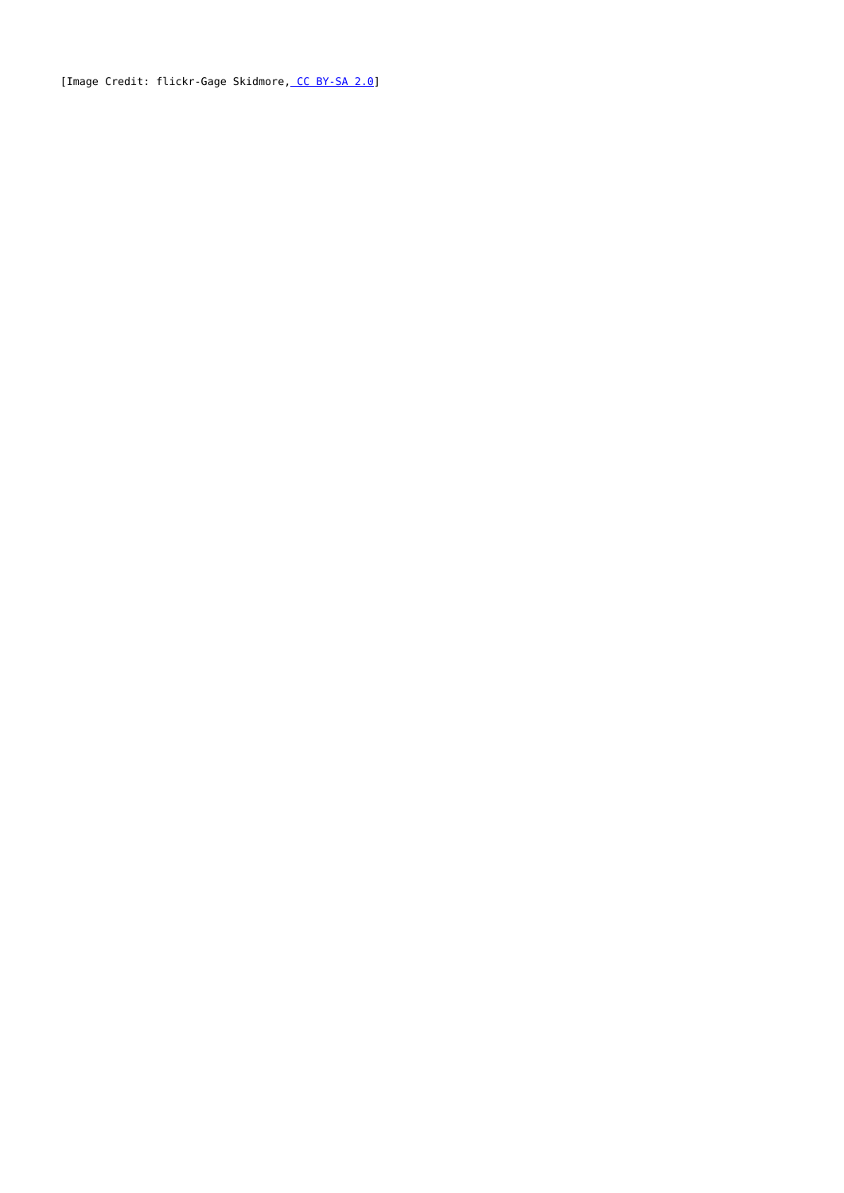[Image Credit: flickr-Gage Skidmore, CC BY-SA 2.0]